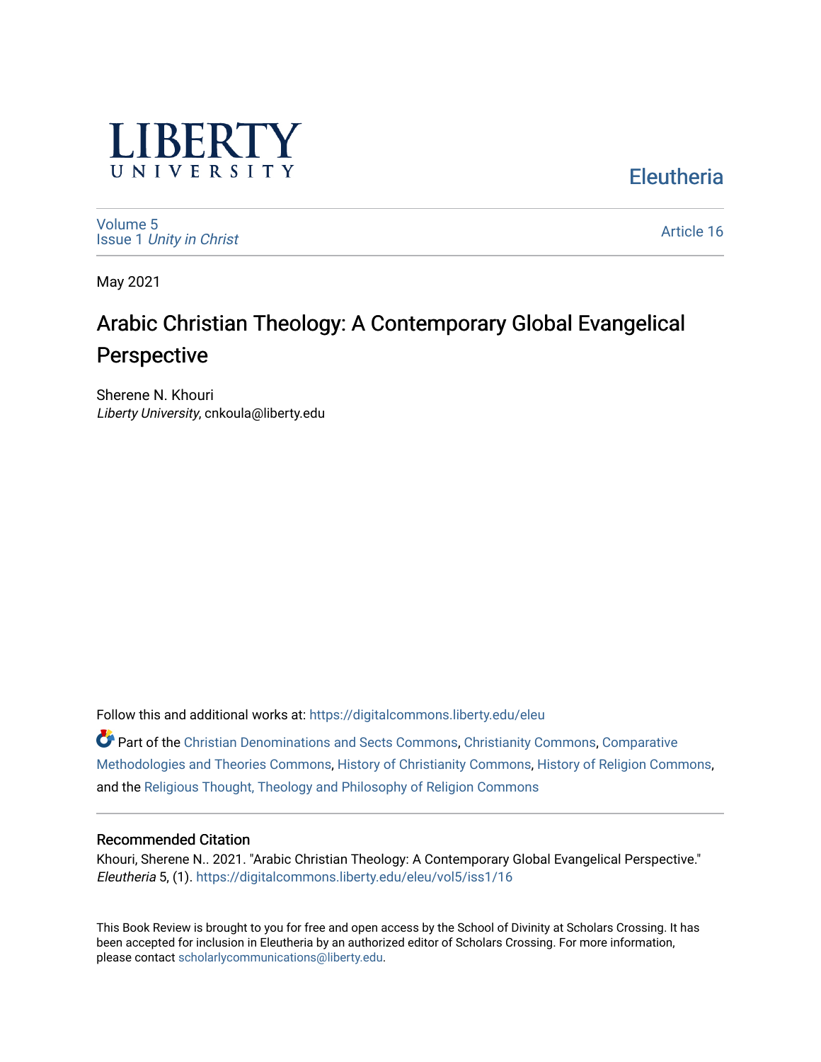LIBERTY UNIVERSITY

Eleutheria

Volume 5
Issue 1 *Unity in Christ*

Article 16

May 2021

# Arabic Christian Theology: A Contemporary Global Evangelical Perspective

Sherene N. Khouri
*Liberty University*, cnkoula@liberty.edu

Follow this and additional works at: https://digitalcommons.liberty.edu/eleu

Part of the Christian Denominations and Sects Commons, Christianity Commons, Comparative Methodologies and Theories Commons, History of Christianity Commons, History of Religion Commons, and the Religious Thought, Theology and Philosophy of Religion Commons

## Recommended Citation

Khouri, Sherene N.. 2021. "Arabic Christian Theology: A Contemporary Global Evangelical Perspective." *Eleutheria* 5, (1). https://digitalcommons.liberty.edu/eleu/vol5/iss1/16

This Book Review is brought to you for free and open access by the School of Divinity at Scholars Crossing. It has been accepted for inclusion in Eleutheria by an authorized editor of Scholars Crossing. For more information, please contact scholarlycommunications@liberty.edu.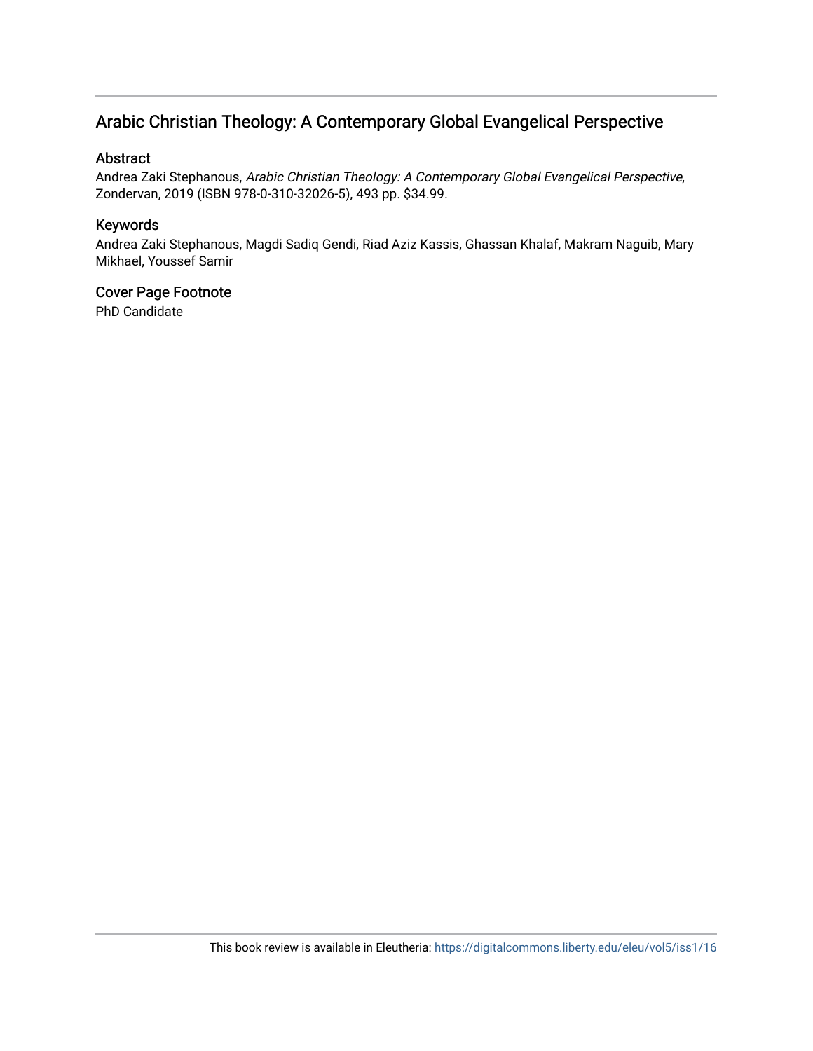# Arabic Christian Theology: A Contemporary Global Evangelical Perspective

## Abstract

Andrea Zaki Stephanous, *Arabic Christian Theology: A Contemporary Global Evangelical Perspective*, Zondervan, 2019 (ISBN 978-0-310-32026-5), 493 pp. $34.99.

## Keywords

Andrea Zaki Stephanous, Magdi Sadiq Gendi, Riad Aziz Kassis, Ghassan Khalaf, Makram Naguib, Mary Mikhael, Youssef Samir

## Cover Page Footnote

PhD Candidate

This book review is available in Eleutheria: https://digitalcommons.liberty.edu/eleu/vol5/iss1/16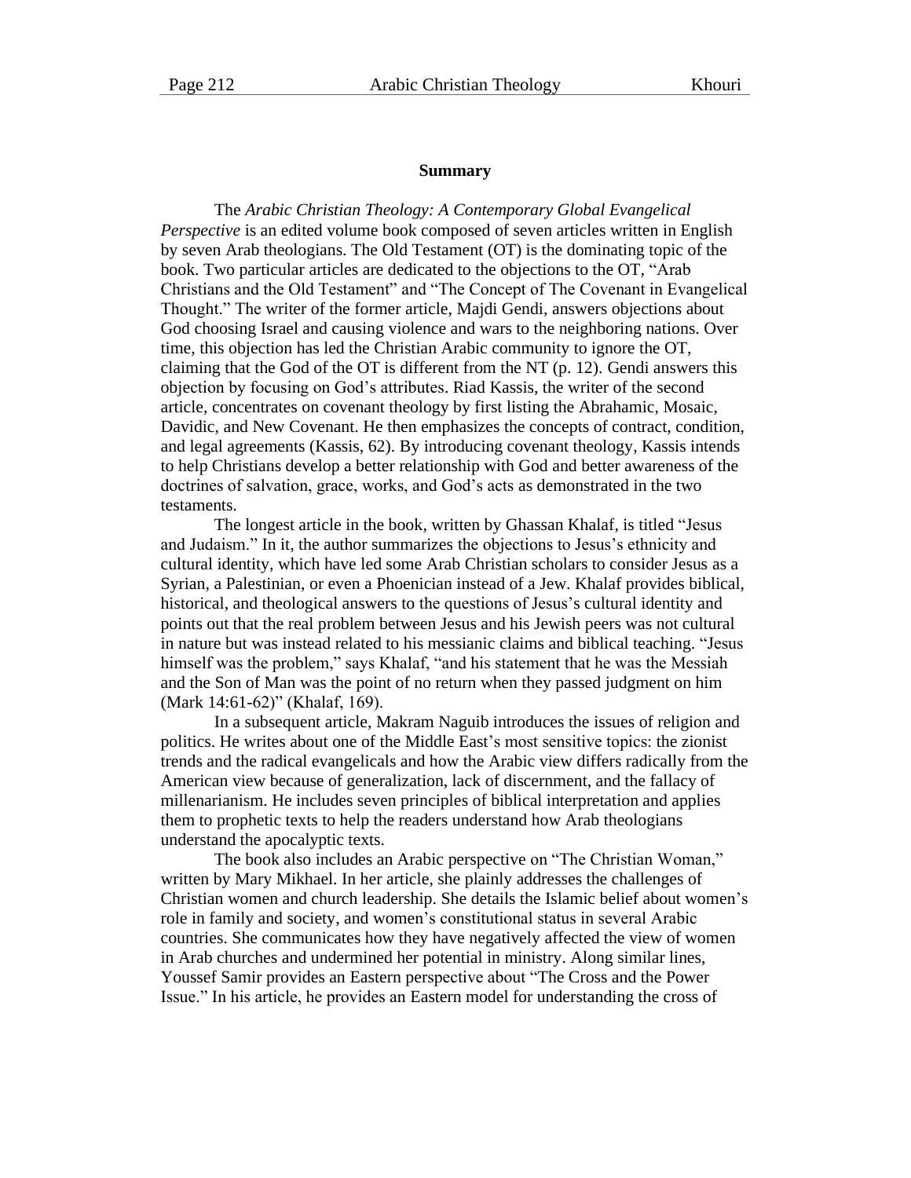## Summary

The *Arabic Christian Theology: A Contemporary Global Evangelical Perspective* is an edited volume book composed of seven articles written in English by seven Arab theologians. The Old Testament (OT) is the dominating topic of the book. Two particular articles are dedicated to the objections to the OT, "Arab Christians and the Old Testament" and "The Concept of The Covenant in Evangelical Thought." The writer of the former article, Majdi Gendi, answers objections about God choosing Israel and causing violence and wars to the neighboring nations. Over time, this objection has led the Christian Arabic community to ignore the OT, claiming that the God of the OT is different from the NT (p. 12). Gendi answers this objection by focusing on God's attributes. Riad Kassis, the writer of the second article, concentrates on covenant theology by first listing the Abrahamic, Mosaic, Davidic, and New Covenant. He then emphasizes the concepts of contract, condition, and legal agreements (Kassis, 62). By introducing covenant theology, Kassis intends to help Christians develop a better relationship with God and better awareness of the doctrines of salvation, grace, works, and God's acts as demonstrated in the two testaments.

The longest article in the book, written by Ghassan Khalaf, is titled "Jesus and Judaism." In it, the author summarizes the objections to Jesus's ethnicity and cultural identity, which have led some Arab Christian scholars to consider Jesus as a Syrian, a Palestinian, or even a Phoenician instead of a Jew. Khalaf provides biblical, historical, and theological answers to the questions of Jesus's cultural identity and points out that the real problem between Jesus and his Jewish peers was not cultural in nature but was instead related to his messianic claims and biblical teaching. "Jesus himself was the problem," says Khalaf, "and his statement that he was the Messiah and the Son of Man was the point of no return when they passed judgment on him (Mark 14:61-62)" (Khalaf, 169).

In a subsequent article, Makram Naguib introduces the issues of religion and politics. He writes about one of the Middle East's most sensitive topics: the zionist trends and the radical evangelicals and how the Arabic view differs radically from the American view because of generalization, lack of discernment, and the fallacy of millenarianism. He includes seven principles of biblical interpretation and applies them to prophetic texts to help the readers understand how Arab theologians understand the apocalyptic texts.

The book also includes an Arabic perspective on "The Christian Woman," written by Mary Mikhael. In her article, she plainly addresses the challenges of Christian women and church leadership. She details the Islamic belief about women's role in family and society, and women's constitutional status in several Arabic countries. She communicates how they have negatively affected the view of women in Arab churches and undermined her potential in ministry. Along similar lines, Youssef Samir provides an Eastern perspective about "The Cross and the Power Issue." In his article, he provides an Eastern model for understanding the cross of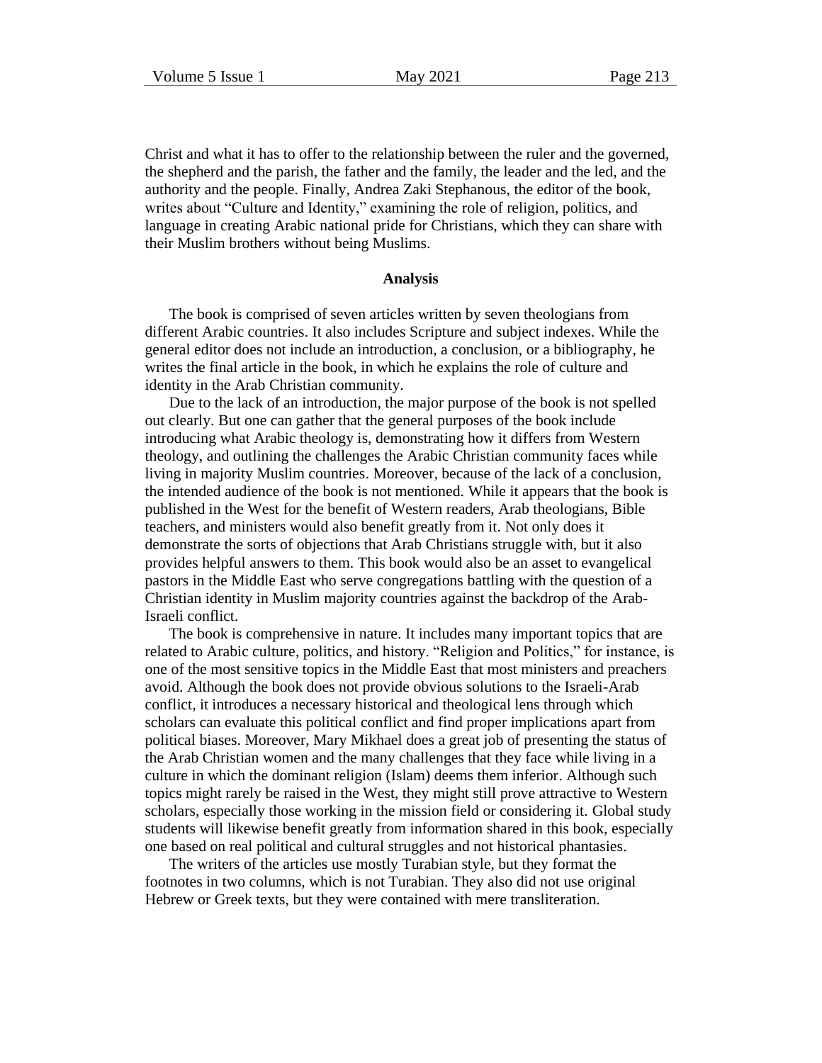Christ and what it has to offer to the relationship between the ruler and the governed, the shepherd and the parish, the father and the family, the leader and the led, and the authority and the people. Finally, Andrea Zaki Stephanous, the editor of the book, writes about "Culture and Identity," examining the role of religion, politics, and language in creating Arabic national pride for Christians, which they can share with their Muslim brothers without being Muslims.

### Analysis

The book is comprised of seven articles written by seven theologians from different Arabic countries. It also includes Scripture and subject indexes. While the general editor does not include an introduction, a conclusion, or a bibliography, he writes the final article in the book, in which he explains the role of culture and identity in the Arab Christian community.

Due to the lack of an introduction, the major purpose of the book is not spelled out clearly. But one can gather that the general purposes of the book include introducing what Arabic theology is, demonstrating how it differs from Western theology, and outlining the challenges the Arabic Christian community faces while living in majority Muslim countries. Moreover, because of the lack of a conclusion, the intended audience of the book is not mentioned. While it appears that the book is published in the West for the benefit of Western readers, Arab theologians, Bible teachers, and ministers would also benefit greatly from it. Not only does it demonstrate the sorts of objections that Arab Christians struggle with, but it also provides helpful answers to them. This book would also be an asset to evangelical pastors in the Middle East who serve congregations battling with the question of a Christian identity in Muslim majority countries against the backdrop of the Arab-Israeli conflict.

The book is comprehensive in nature. It includes many important topics that are related to Arabic culture, politics, and history. "Religion and Politics," for instance, is one of the most sensitive topics in the Middle East that most ministers and preachers avoid. Although the book does not provide obvious solutions to the Israeli-Arab conflict, it introduces a necessary historical and theological lens through which scholars can evaluate this political conflict and find proper implications apart from political biases. Moreover, Mary Mikhael does a great job of presenting the status of the Arab Christian women and the many challenges that they face while living in a culture in which the dominant religion (Islam) deems them inferior. Although such topics might rarely be raised in the West, they might still prove attractive to Western scholars, especially those working in the mission field or considering it. Global study students will likewise benefit greatly from information shared in this book, especially one based on real political and cultural struggles and not historical phantasies.

The writers of the articles use mostly Turabian style, but they format the footnotes in two columns, which is not Turabian. They also did not use original Hebrew or Greek texts, but they were contained with mere transliteration.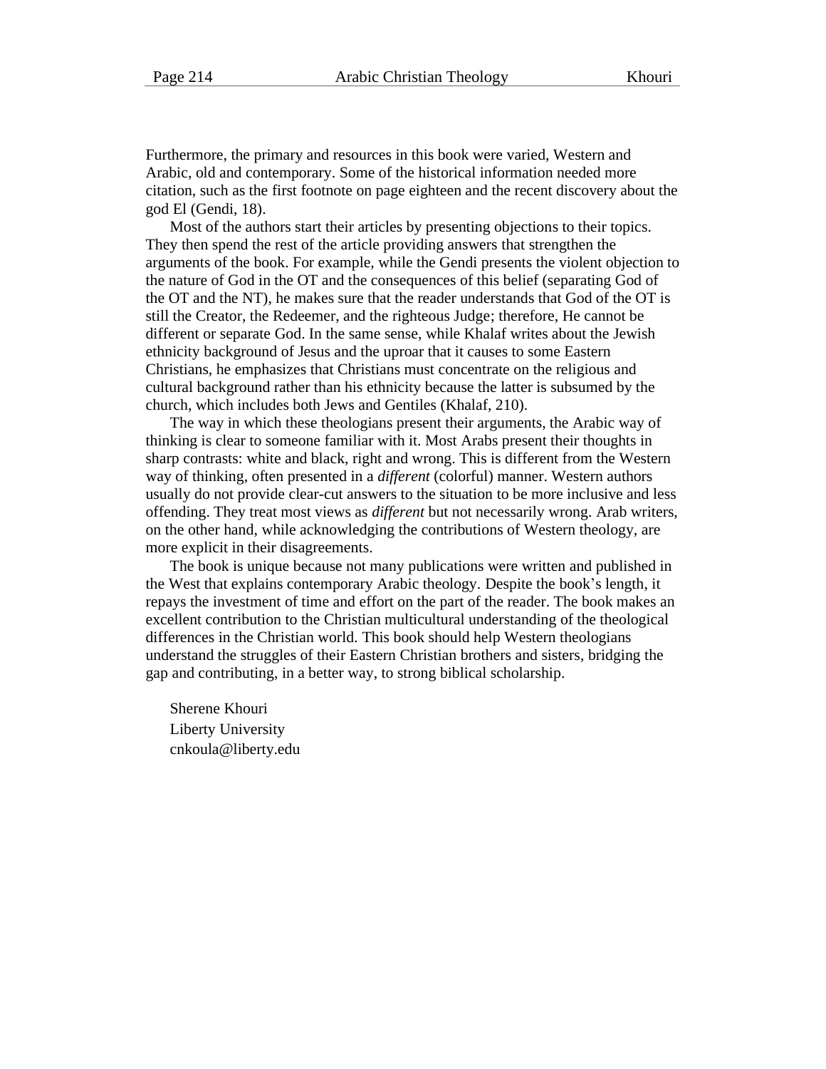Furthermore, the primary and resources in this book were varied, Western and Arabic, old and contemporary. Some of the historical information needed more citation, such as the first footnote on page eighteen and the recent discovery about the god El (Gendi, 18).

Most of the authors start their articles by presenting objections to their topics. They then spend the rest of the article providing answers that strengthen the arguments of the book. For example, while the Gendi presents the violent objection to the nature of God in the OT and the consequences of this belief (separating God of the OT and the NT), he makes sure that the reader understands that God of the OT is still the Creator, the Redeemer, and the righteous Judge; therefore, He cannot be different or separate God. In the same sense, while Khalaf writes about the Jewish ethnicity background of Jesus and the uproar that it causes to some Eastern Christians, he emphasizes that Christians must concentrate on the religious and cultural background rather than his ethnicity because the latter is subsumed by the church, which includes both Jews and Gentiles (Khalaf, 210).

The way in which these theologians present their arguments, the Arabic way of thinking is clear to someone familiar with it. Most Arabs present their thoughts in sharp contrasts: white and black, right and wrong. This is different from the Western way of thinking, often presented in a *different* (colorful) manner. Western authors usually do not provide clear-cut answers to the situation to be more inclusive and less offending. They treat most views as *different* but not necessarily wrong. Arab writers, on the other hand, while acknowledging the contributions of Western theology, are more explicit in their disagreements.

The book is unique because not many publications were written and published in the West that explains contemporary Arabic theology. Despite the book's length, it repays the investment of time and effort on the part of the reader. The book makes an excellent contribution to the Christian multicultural understanding of the theological differences in the Christian world. This book should help Western theologians understand the struggles of their Eastern Christian brothers and sisters, bridging the gap and contributing, in a better way, to strong biblical scholarship.

Sherene Khouri
Liberty University
cnkoula@liberty.edu